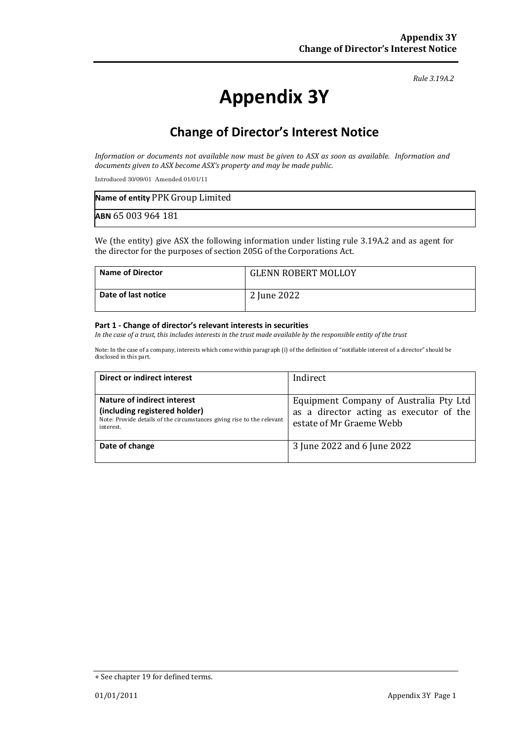*Rule 3.19A.2*

# Appendix 3Y

## Change of Director's Interest Notice

*Information or documents not available now must be given to ASX as soon as available. Information and documents given to ASX become ASX's property and may be made public.*

Introduced 30/09/01 Amended 01/01/11

| **Name of entity** PPK Group Limited |
|---|
| **ABN** 65 003 964 181 |

We (the entity) give ASX the following information under listing rule 3.19A.2 and as agent for the director for the purposes of section 205G of the Corporations Act.

| **Name of Director** | GLENN ROBERT MOLLOY |
|---|---|
| **Date of last notice** | 2 June 2022 |

#### Part 1 - Change of director's relevant interests in securities

*In the case of a trust, this includes interests in the trust made available by the responsible entity of the trust*

Note: In the case of a company, interests which come within paragraph (i) of the definition of "notifiable interest of a director" should be disclosed in this part.

| **Direct or indirect interest** | Indirect |
|---|---|
| **Nature of indirect interest (including registered holder)** Note: Provide details of the circumstances giving rise to the relevant interest. | Equipment Company of Australia Pty Ltd as a director acting as executor of the estate of Mr Graeme Webb |
| **Date of change** | 3 June 2022 and 6 June 2022 |

+ See chapter 19 for defined terms.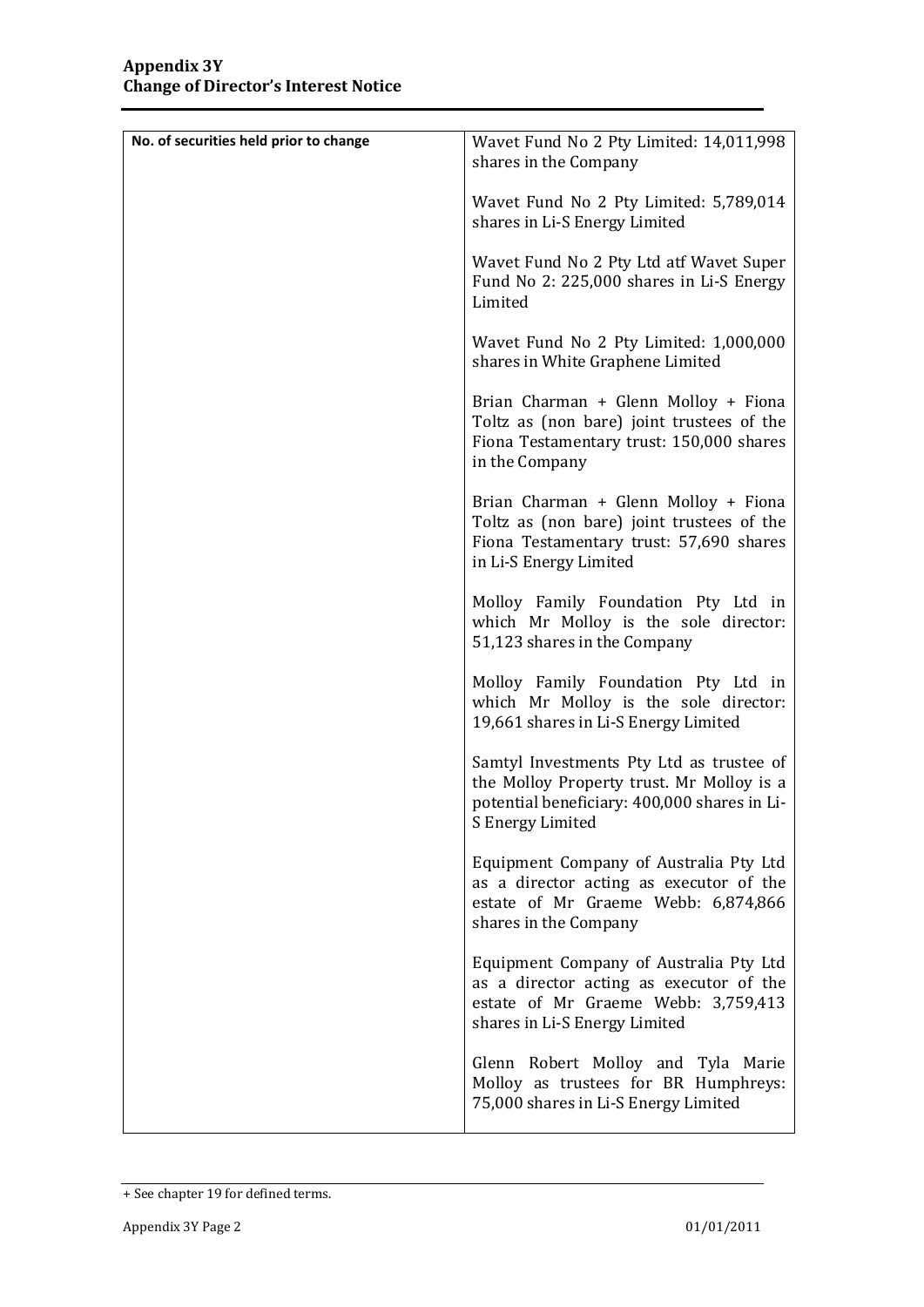| No. of securities held prior to change | Wavet Fund No 2 Pty Limited: 14,011,998 shares in the Company<br><br>Wavet Fund No 2 Pty Limited: 5,789,014 shares in Li-S Energy Limited<br><br>Wavet Fund No 2 Pty Ltd atf Wavet Super Fund No 2: 225,000 shares in Li-S Energy Limited<br><br>Wavet Fund No 2 Pty Limited: 1,000,000 shares in White Graphene Limited<br><br>Brian Charman + Glenn Molloy + Fiona Toltz as (non bare) joint trustees of the Fiona Testamentary trust: 150,000 shares in the Company<br><br>Brian Charman + Glenn Molloy + Fiona Toltz as (non bare) joint trustees of the Fiona Testamentary trust: 57,690 shares in Li-S Energy Limited<br><br>Molloy Family Foundation Pty Ltd in which Mr Molloy is the sole director: 51,123 shares in the Company<br><br>Molloy Family Foundation Pty Ltd in which Mr Molloy is the sole director: 19,661 shares in Li-S Energy Limited<br><br>Samtyl Investments Pty Ltd as trustee of the Molloy Property trust. Mr Molloy is a potential beneficiary: 400,000 shares in Li-S Energy Limited<br><br>Equipment Company of Australia Pty Ltd as a director acting as executor of the estate of Mr Graeme Webb: 6,874,866 shares in the Company<br><br>Equipment Company of Australia Pty Ltd as a director acting as executor of the estate of Mr Graeme Webb: 3,759,413 shares in Li-S Energy Limited<br><br>Glenn Robert Molloy and Tyla Marie Molloy as trustees for BR Humphreys: 75,000 shares in Li-S Energy Limited |
|---|---|

+ See chapter 19 for defined terms.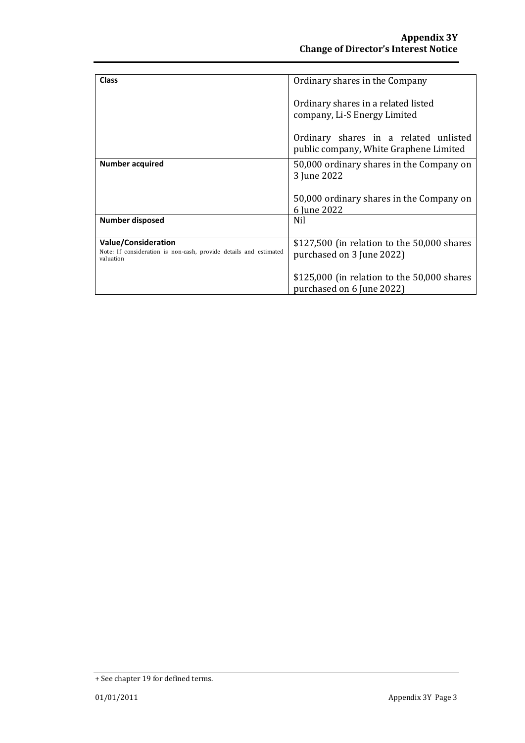| | |
|---|---|
| **Class** | Ordinary shares in the Company<br><br>Ordinary shares in a related listed company, Li-S Energy Limited<br><br>Ordinary shares in a related unlisted public company, White Graphene Limited |
| **Number acquired** | 50,000 ordinary shares in the Company on 3 June 2022<br><br>50,000 ordinary shares in the Company on 6 June 2022 |
| **Number disposed** | Nil |
| **Value/Consideration**<br>Note: If consideration is non-cash, provide details and estimated valuation | $127,500 (in relation to the 50,000 shares purchased on 3 June 2022)<br><br>$125,000 (in relation to the 50,000 shares purchased on 6 June 2022) |

+ See chapter 19 for defined terms.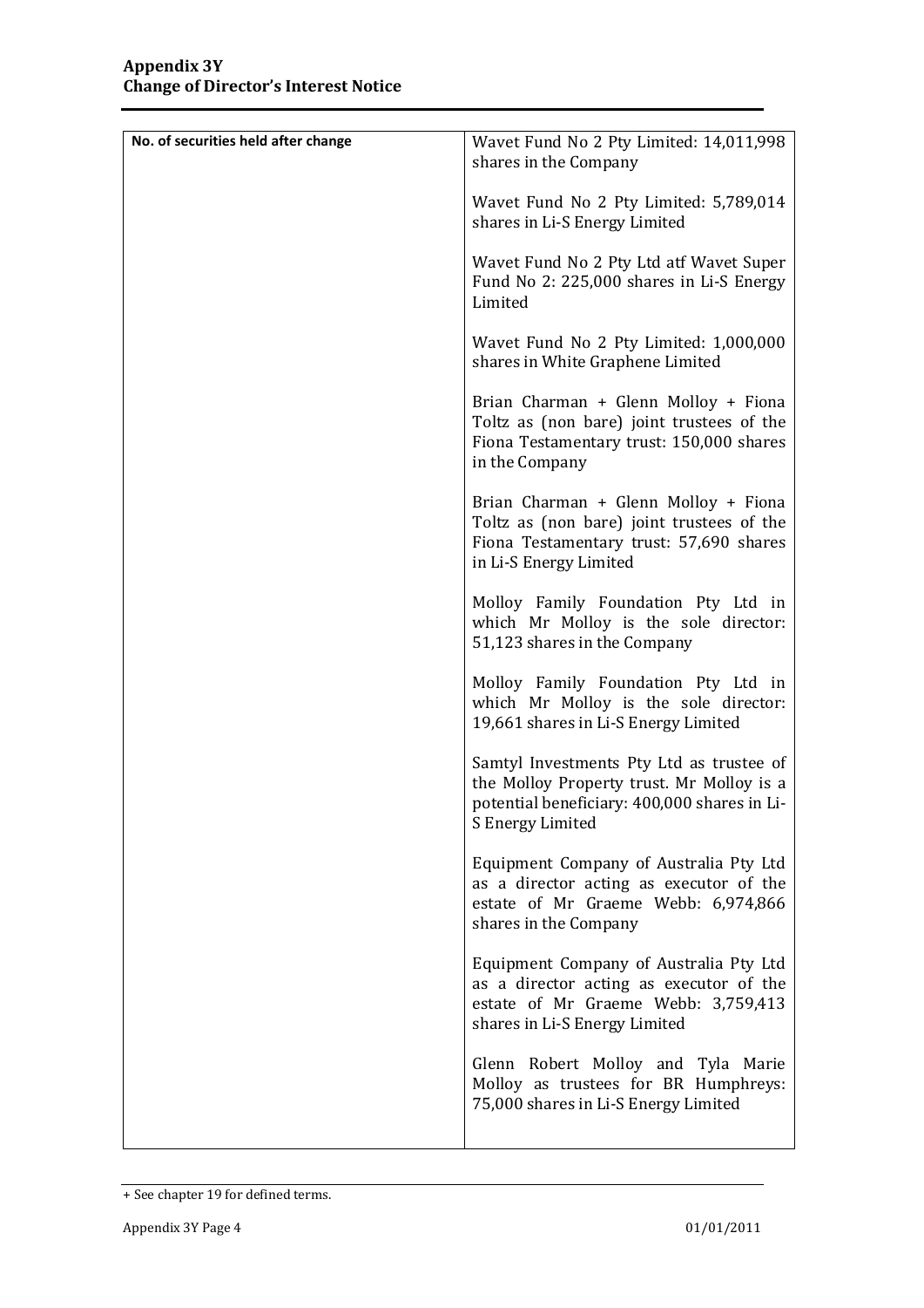| No. of securities held after change | Wavet Fund No 2 Pty Limited: 14,011,998 shares in the Company<br><br>Wavet Fund No 2 Pty Limited: 5,789,014 shares in Li-S Energy Limited<br><br>Wavet Fund No 2 Pty Ltd atf Wavet Super Fund No 2: 225,000 shares in Li-S Energy Limited<br><br>Wavet Fund No 2 Pty Limited: 1,000,000 shares in White Graphene Limited<br><br>Brian Charman + Glenn Molloy + Fiona Toltz as (non bare) joint trustees of the Fiona Testamentary trust: 150,000 shares in the Company<br><br>Brian Charman + Glenn Molloy + Fiona Toltz as (non bare) joint trustees of the Fiona Testamentary trust: 57,690 shares in Li-S Energy Limited<br><br>Molloy Family Foundation Pty Ltd in which Mr Molloy is the sole director: 51,123 shares in the Company<br><br>Molloy Family Foundation Pty Ltd in which Mr Molloy is the sole director: 19,661 shares in Li-S Energy Limited<br><br>Samtyl Investments Pty Ltd as trustee of the Molloy Property trust. Mr Molloy is a potential beneficiary: 400,000 shares in Li-S Energy Limited<br><br>Equipment Company of Australia Pty Ltd as a director acting as executor of the estate of Mr Graeme Webb: 6,974,866 shares in the Company<br><br>Equipment Company of Australia Pty Ltd as a director acting as executor of the estate of Mr Graeme Webb: 3,759,413 shares in Li-S Energy Limited<br><br>Glenn Robert Molloy and Tyla Marie Molloy as trustees for BR Humphreys: 75,000 shares in Li-S Energy Limited |
|---|---|

+ See chapter 19 for defined terms.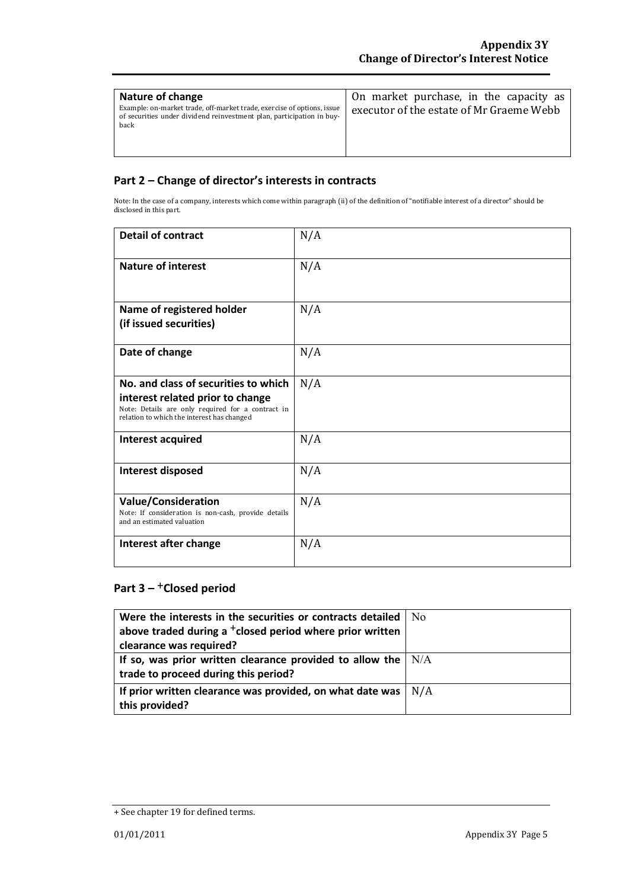| | |
|---|---|
| **Nature of change**<br>Example: on-market trade, off-market trade, exercise of options, issue of securities under dividend reinvestment plan, participation in buy-back | On market purchase, in the capacity as executor of the estate of Mr Graeme Webb |

## Part 2 – Change of director's interests in contracts

Note: In the case of a company, interests which come within paragraph (ii) of the definition of "notifiable interest of a director" should be disclosed in this part.

| | |
|---|---|
| **Detail of contract** | N/A |
| **Nature of interest** | N/A |
| **Name of registered holder (if issued securities)** | N/A |
| **Date of change** | N/A |
| **No. and class of securities to which interest related prior to change**<br>Note: Details are only required for a contract in relation to which the interest has changed | N/A |
| **Interest acquired** | N/A |
| **Interest disposed** | N/A |
| **Value/Consideration**<br>Note: If consideration is non-cash, provide details and an estimated valuation | N/A |
| **Interest after change** | N/A |

## Part 3 – +Closed period

| | |
|---|---|
| **Were the interests in the securities or contracts detailed above traded during a +closed period where prior written clearance was required?** | No |
| **If so, was prior written clearance provided to allow the trade to proceed during this period?** | N/A |
| **If prior written clearance was provided, on what date was this provided?** | N/A |

+ See chapter 19 for defined terms.